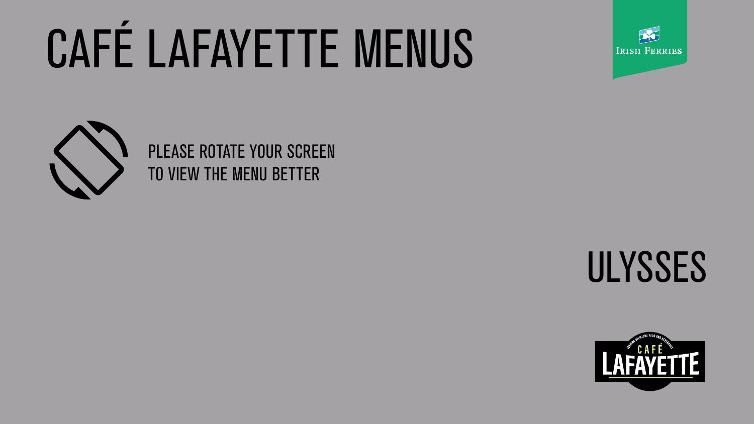# CAFÉ LAFAYETTE MENUS

IRISH FERRIES

PLEASE ROTATE YOUR SCREEN
TO VIEW THE MENU BETTER

## ULYSSES

SERVING DELICIOUS FOOD AND BEVERAGES
CAFÉ
LAFAYETTE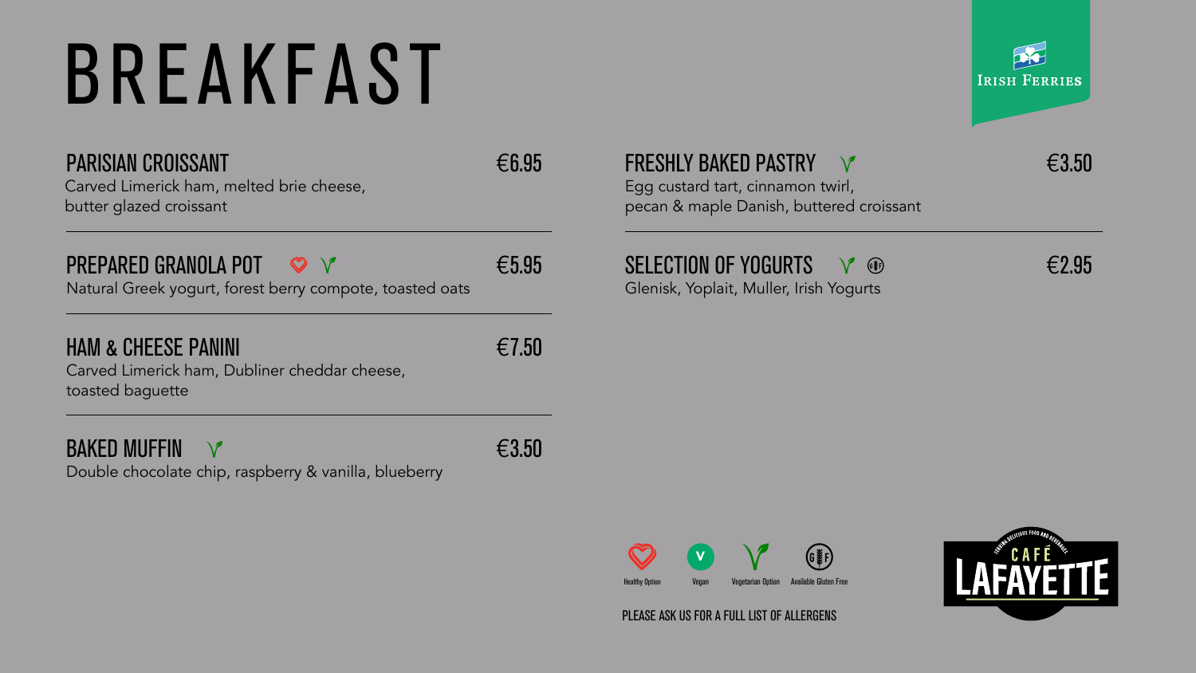# BREAKFAST

Irish Ferries

## PARISIAN CROISSANT — €6.95
Carved Limerick ham, melted brie cheese, butter glazed croissant

## PREPARED GRANOLA POT (Healthy Option, Vegetarian Option) — €5.95
Natural Greek yogurt, forest berry compote, toasted oats

## HAM & CHEESE PANINI — €7.50
Carved Limerick ham, Dubliner cheddar cheese, toasted baguette

## BAKED MUFFIN (Vegetarian Option) — €3.50
Double chocolate chip, raspberry & vanilla, blueberry

## FRESHLY BAKED PASTRY (Vegetarian Option) — €3.50
Egg custard tart, cinnamon twirl, pecan & maple Danish, buttered croissant

## SELECTION OF YOGURTS (Vegetarian Option, Available Gluten Free) — €2.95
Glenisk, Yoplait, Muller, Irish Yogurts

Healthy Option | Vegan | Vegetarian Option | Available Gluten Free

PLEASE ASK US FOR A FULL LIST OF ALLERGENS

Serving delicious food and beverages — CAFÉ LAFAYETTE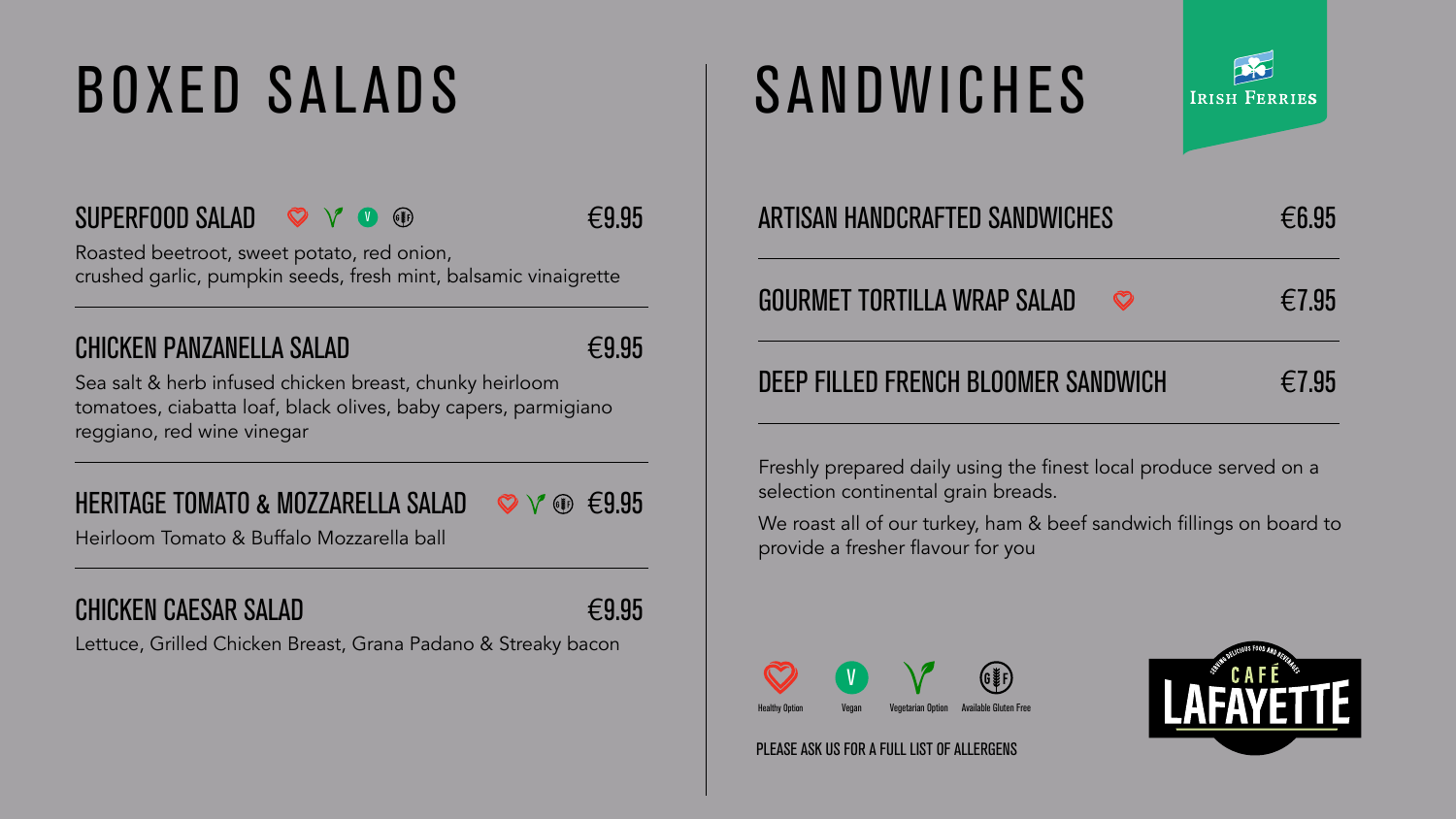# BOXED SALADS

## SUPERFOOD SALAD — €9.95

Healthy Option · Vegetarian Option · Vegan · Available Gluten Free

Roasted beetroot, sweet potato, red onion, crushed garlic, pumpkin seeds, fresh mint, balsamic vinaigrette

## CHICKEN PANZANELLA SALAD — €9.95

Sea salt & herb infused chicken breast, chunky heirloom tomatoes, ciabatta loaf, black olives, baby capers, parmigiano reggiano, red wine vinegar

## HERITAGE TOMATO & MOZZARELLA SALAD — €9.95

Healthy Option · Vegetarian Option · Available Gluten Free

Heirloom Tomato & Buffalo Mozzarella ball

## CHICKEN CAESAR SALAD — €9.95

Lettuce, Grilled Chicken Breast, Grana Padano & Streaky bacon

# SANDWICHES

IRISH FERRIES

## ARTISAN HANDCRAFTED SANDWICHES — €6.95

## GOURMET TORTILLA WRAP SALAD — €7.95

Healthy Option

## DEEP FILLED FRENCH BLOOMER SANDWICH — €7.95

Freshly prepared daily using the finest local produce served on a selection continental grain breads.

We roast all of our turkey, ham & beef sandwich fillings on board to provide a fresher flavour for you

Healthy Option · Vegan · Vegetarian Option · Available Gluten Free

PLEASE ASK US FOR A FULL LIST OF ALLERGENS

SERVING DELICIOUS FOOD AND BEVERAGES — CAFÉ LAFAYETTE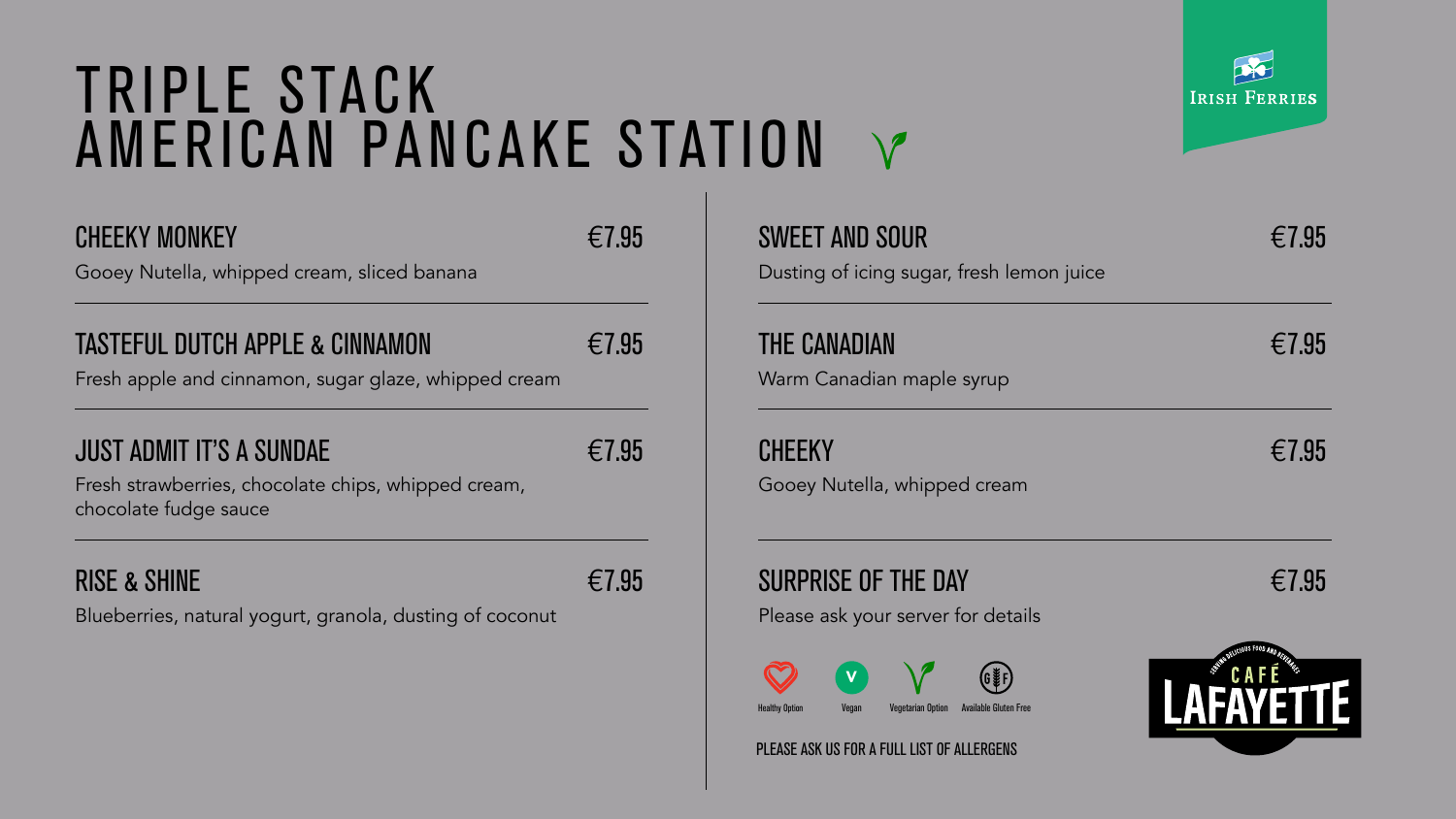# TRIPLE STACK AMERICAN PANCAKE STATION

IRISH FERRIES

### CHEEKY MONKEY — €7.95

Gooey Nutella, whipped cream, sliced banana

### TASTEFUL DUTCH APPLE & CINNAMON — €7.95

Fresh apple and cinnamon, sugar glaze, whipped cream

### JUST ADMIT IT'S A SUNDAE — €7.95

Fresh strawberries, chocolate chips, whipped cream, chocolate fudge sauce

### RISE & SHINE — €7.95

Blueberries, natural yogurt, granola, dusting of coconut

### SWEET AND SOUR — €7.95

Dusting of icing sugar, fresh lemon juice

### THE CANADIAN — €7.95

Warm Canadian maple syrup

### CHEEKY — €7.95

Gooey Nutella, whipped cream

### SURPRISE OF THE DAY — €7.95

Please ask your server for details

Healthy Option | Vegan | Vegetarian Option | Available Gluten Free

PLEASE ASK US FOR A FULL LIST OF ALLERGENS

SERVING DELICIOUS FOOD AND BEVERAGES — CAFÉ LAFAYETTE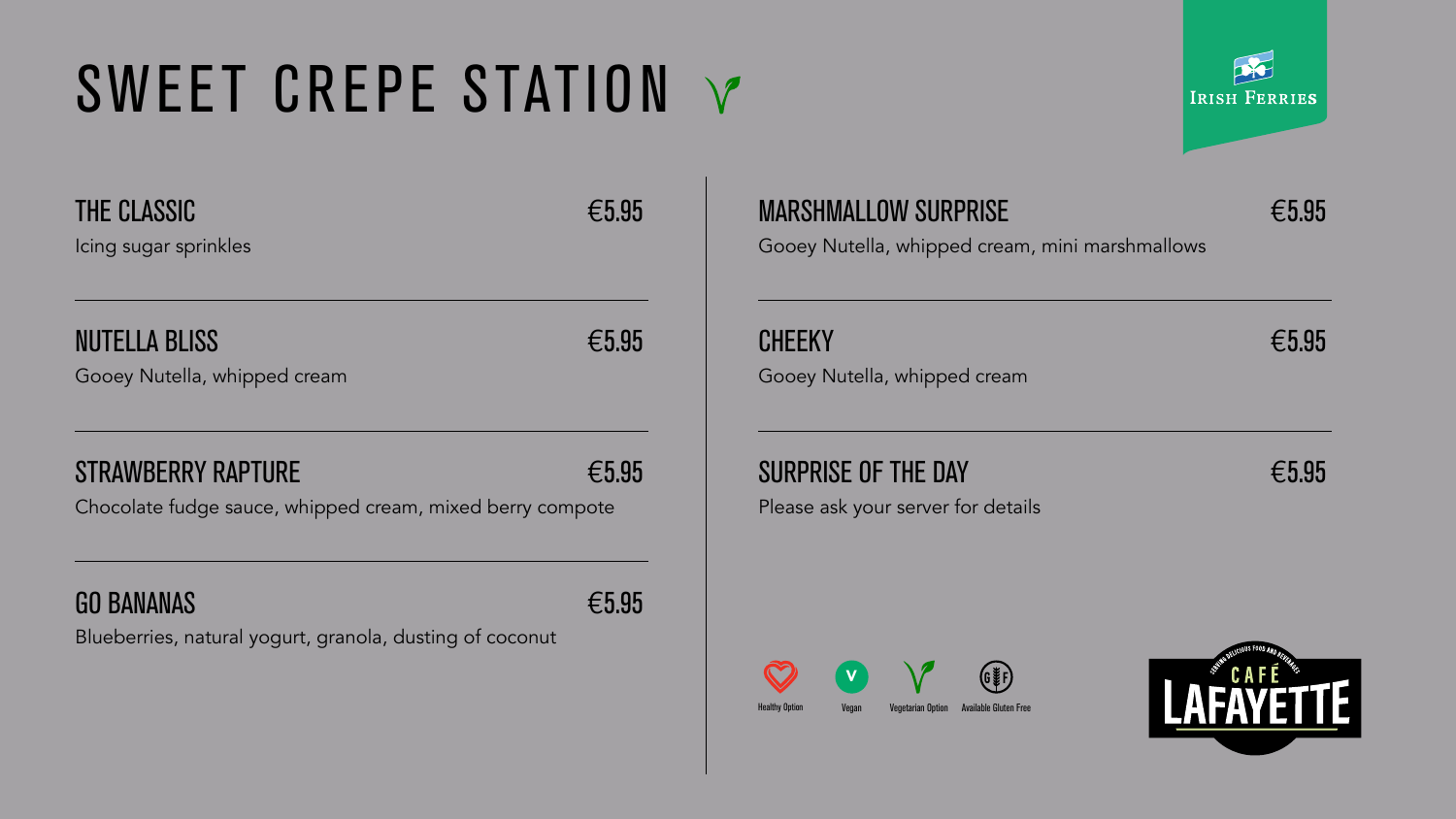# SWEET CREPE STATION

Irish Ferries

## THE CLASSIC — €5.95
Icing sugar sprinkles

## NUTELLA BLISS — €5.95
Gooey Nutella, whipped cream

## STRAWBERRY RAPTURE — €5.95
Chocolate fudge sauce, whipped cream, mixed berry compote

## GO BANANAS — €5.95
Blueberries, natural yogurt, granola, dusting of coconut

## MARSHMALLOW SURPRISE — €5.95
Gooey Nutella, whipped cream, mini marshmallows

## CHEEKY — €5.95
Gooey Nutella, whipped cream

## SURPRISE OF THE DAY — €5.95
Please ask your server for details

Healthy Option | Vegan | Vegetarian Option | Available Gluten Free

Serving delicious food and beverages — CAFÉ LAFAYETTE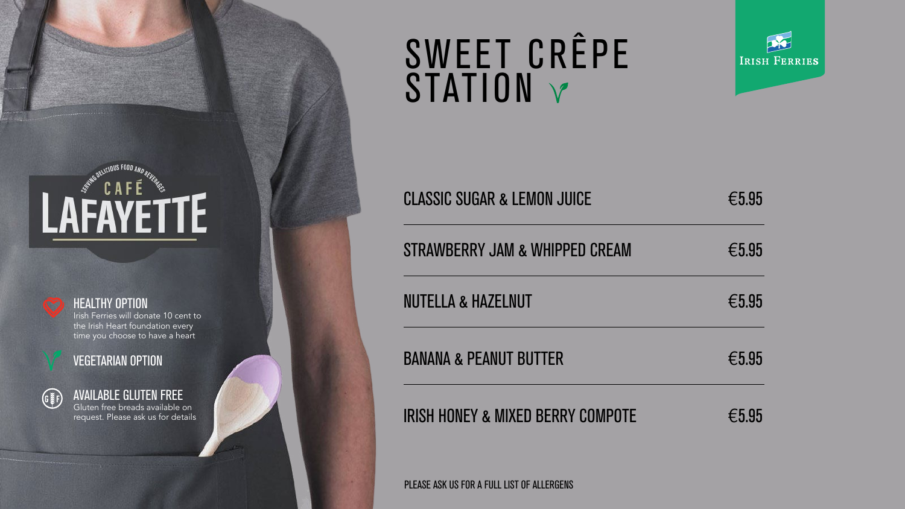# SWEET CRÊPE STATION

| | |
|---|---|
| CLASSIC SUGAR & LEMON JUICE | €5.95 |
| STRAWBERRY JAM & WHIPPED CREAM | €5.95 |
| NUTELLA & HAZELNUT | €5.95 |
| BANANA & PEANUT BUTTER | €5.95 |
| IRISH HONEY & MIXED BERRY COMPOTE | €5.95 |

PLEASE ASK US FOR A FULL LIST OF ALLERGENS

IRISH FERRIES

SERVING DELICIOUS FOOD AND BEVERAGES

CAFÉ LAFAYETTE

**HEALTHY OPTION**
Irish Ferries will donate 10 cent to the Irish Heart foundation every time you choose to have a heart

**VEGETARIAN OPTION**

**AVAILABLE GLUTEN FREE**
Gluten free breads available on request. Please ask us for details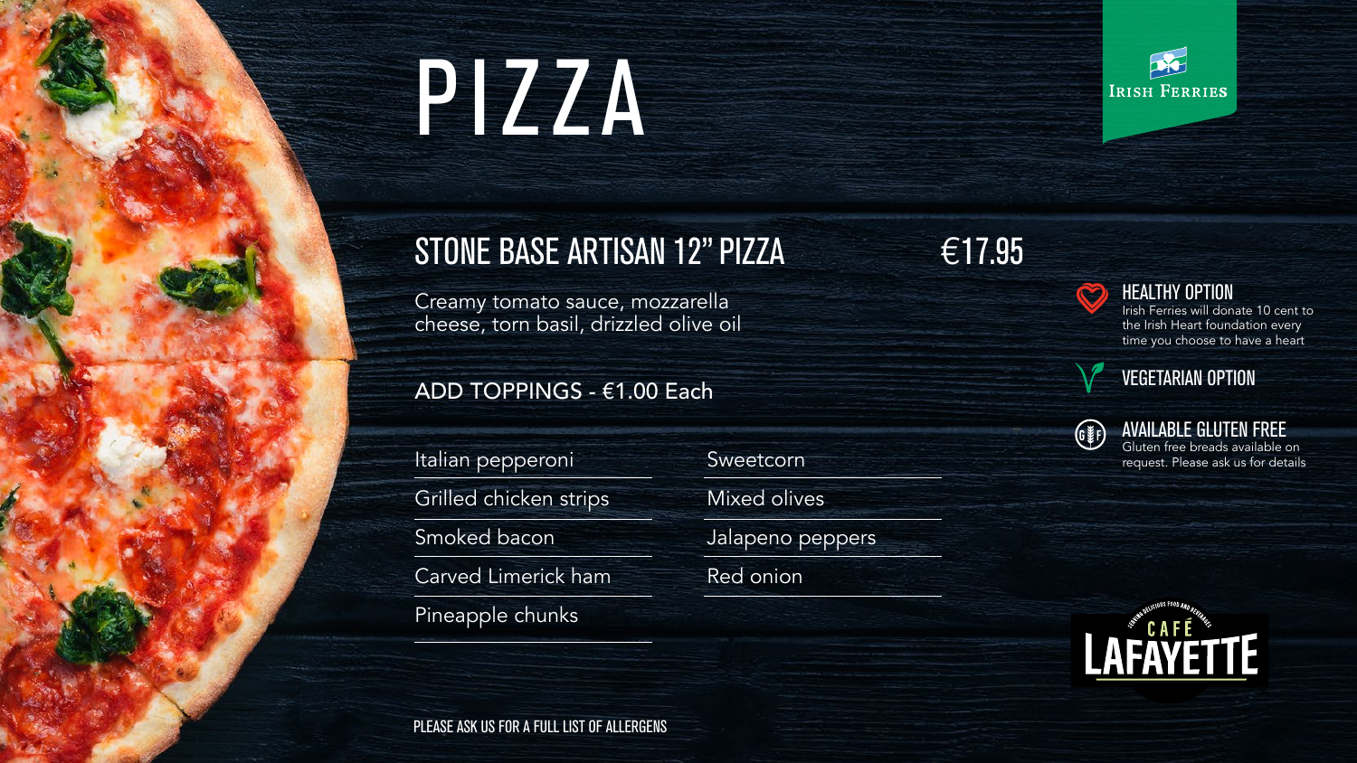# PIZZA

Irish Ferries

## STONE BASE ARTISAN 12" PIZZA €17.95

Creamy tomato sauce, mozzarella cheese, torn basil, drizzled olive oil

ADD TOPPINGS - €1.00 Each

- Italian pepperoni
- Grilled chicken strips
- Smoked bacon
- Carved Limerick ham
- Pineapple chunks
- Sweetcorn
- Mixed olives
- Jalapeno peppers
- Red onion

**HEALTHY OPTION**
Irish Ferries will donate 10 cent to the Irish Heart foundation every time you choose to have a heart

**VEGETARIAN OPTION**

**AVAILABLE GLUTEN FREE**
Gluten free breads available on request. Please ask us for details

SERVING DELICIOUS FOOD AND BEVERAGES
CAFÉ LAFAYETTE

PLEASE ASK US FOR A FULL LIST OF ALLERGENS